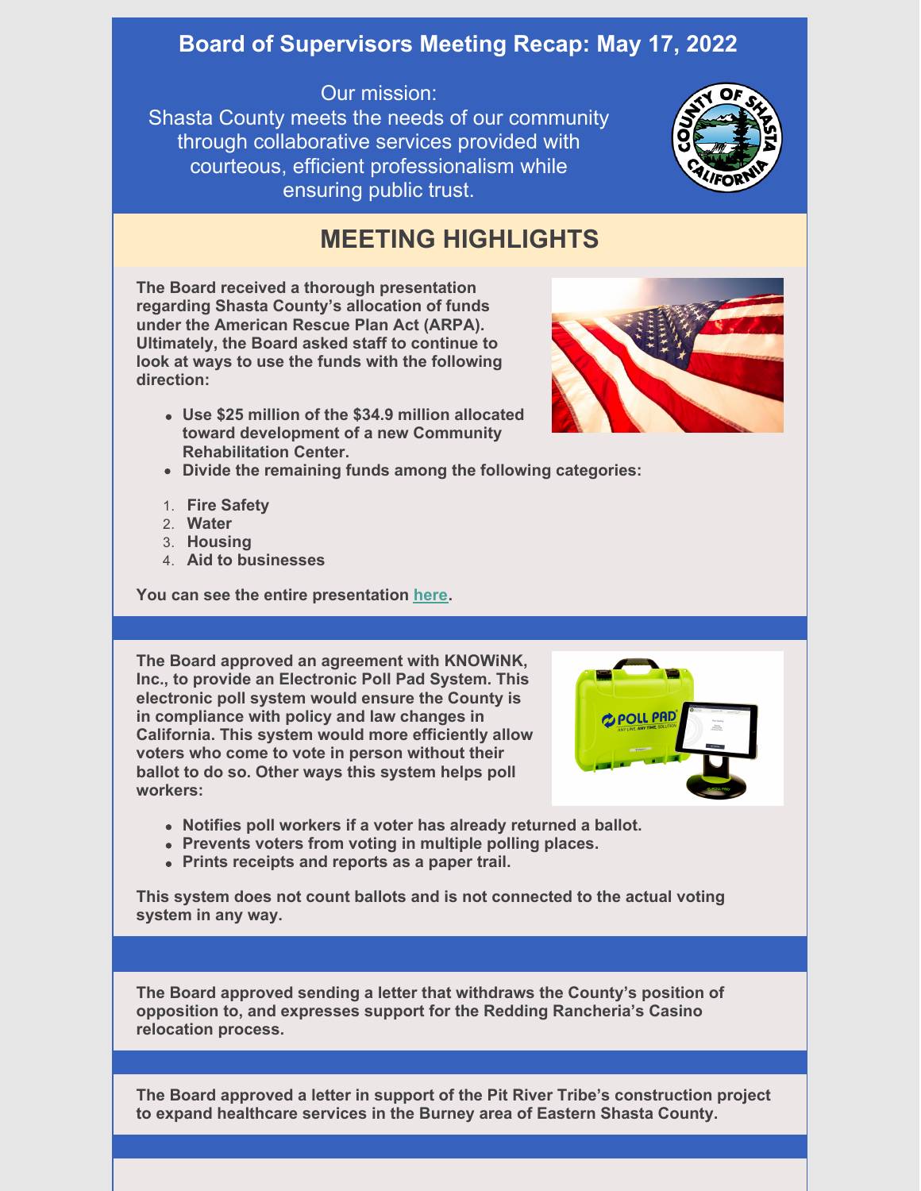# Board of Supervisors Meeting Recap: May 17, 2022

Our mission:
Shasta County meets the needs of our community through collaborative services provided with courteous, efficient professionalism while ensuring public trust.

## MEETING HIGHLIGHTS

**The Board received a thorough presentation regarding Shasta County's allocation of funds under the American Rescue Plan Act (ARPA). Ultimately, the Board asked staff to continue to look at ways to use the funds with the following direction:**

- **Use $25 million of the $34.9 million allocated toward development of a new Community Rehabilitation Center.**
- **Divide the remaining funds among the following categories:**

1. **Fire Safety**
2. **Water**
3. **Housing**
4. **Aid to businesses**

**You can see the entire presentation here.**

---

**The Board approved an agreement with KNOWiNK, Inc., to provide an Electronic Poll Pad System. This electronic poll system would ensure the County is in compliance with policy and law changes in California. This system would more efficiently allow voters who come to vote in person without their ballot to do so. Other ways this system helps poll workers:**

- **Notifies poll workers if a voter has already returned a ballot.**
- **Prevents voters from voting in multiple polling places.**
- **Prints receipts and reports as a paper trail.**

**This system does not count ballots and is not connected to the actual voting system in any way.**

---

**The Board approved sending a letter that withdraws the County's position of opposition to, and expresses support for the Redding Rancheria's Casino relocation process.**

---

**The Board approved a letter in support of the Pit River Tribe's construction project to expand healthcare services in the Burney area of Eastern Shasta County.**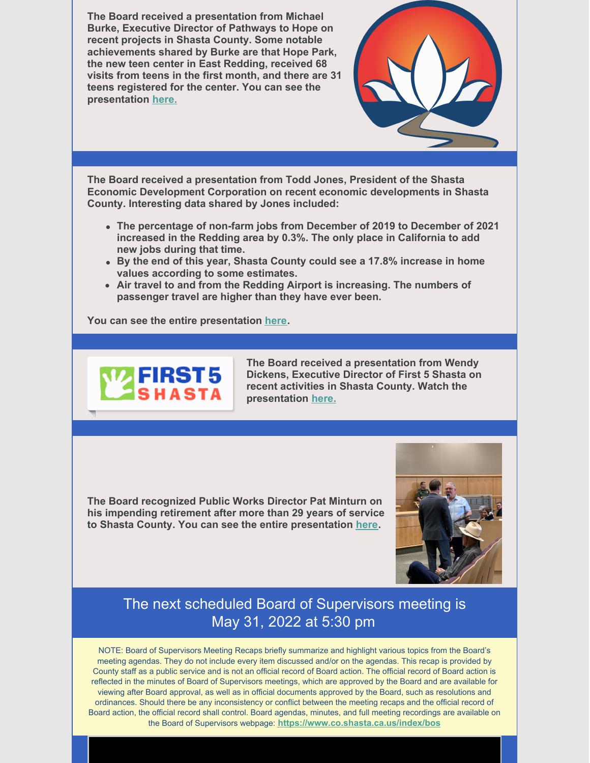**The Board received a presentation from Michael Burke, Executive Director of Pathways to Hope on recent projects in Shasta County. Some notable achievements shared by Burke are that Hope Park, the new teen center in East Redding, received 68 visits from teens in the first month, and there are 31 teens registered for the center. You can see the presentation here.**

**The Board received a presentation from Todd Jones, President of the Shasta Economic Development Corporation on recent economic developments in Shasta County. Interesting data shared by Jones included:**

- **The percentage of non-farm jobs from December of 2019 to December of 2021 increased in the Redding area by 0.3%. The only place in California to add new jobs during that time.**
- **By the end of this year, Shasta County could see a 17.8% increase in home values according to some estimates.**
- **Air travel to and from the Redding Airport is increasing. The numbers of passenger travel are higher than they have ever been.**

**You can see the entire presentation here.**

**The Board received a presentation from Wendy Dickens, Executive Director of First 5 Shasta on recent activities in Shasta County. Watch the presentation here.**

**The Board recognized Public Works Director Pat Minturn on his impending retirement after more than 29 years of service to Shasta County. You can see the entire presentation here.**

## The next scheduled Board of Supervisors meeting is May 31, 2022 at 5:30 pm

NOTE: Board of Supervisors Meeting Recaps briefly summarize and highlight various topics from the Board's meeting agendas. They do not include every item discussed and/or on the agendas. This recap is provided by County staff as a public service and is not an official record of Board action. The official record of Board action is reflected in the minutes of Board of Supervisors meetings, which are approved by the Board and are available for viewing after Board approval, as well as in official documents approved by the Board, such as resolutions and ordinances. Should there be any inconsistency or conflict between the meeting recaps and the official record of Board action, the official record shall control. Board agendas, minutes, and full meeting recordings are available on the Board of Supervisors webpage: **https://www.co.shasta.ca.us/index/bos**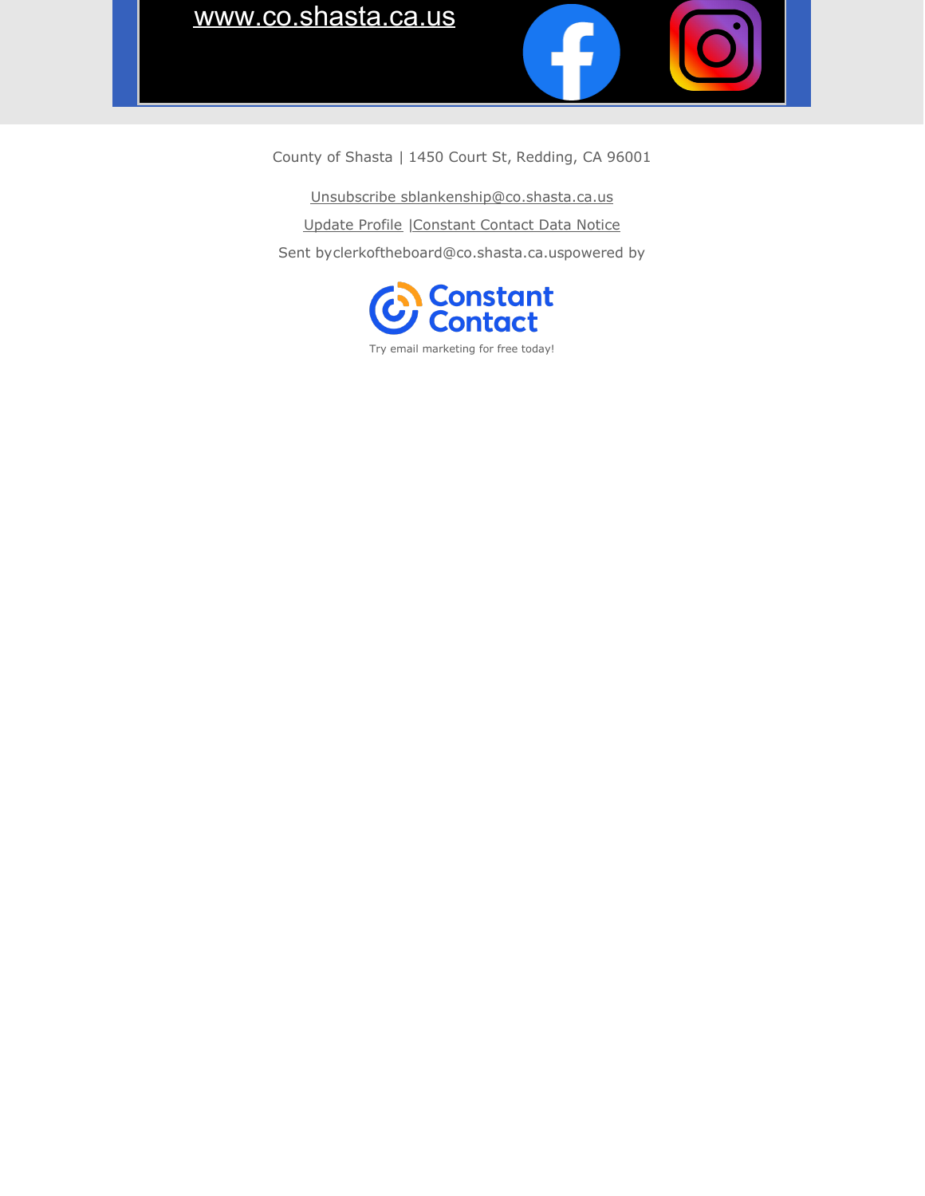www.co.shasta.ca.us

County of Shasta | 1450 Court St, Redding, CA 96001

Unsubscribe sblankenship@co.shasta.ca.us

Update Profile |Constant Contact Data Notice

Sent byclerkoftheboard@co.shasta.ca.uspowered by

Constant Contact

Try email marketing for free today!